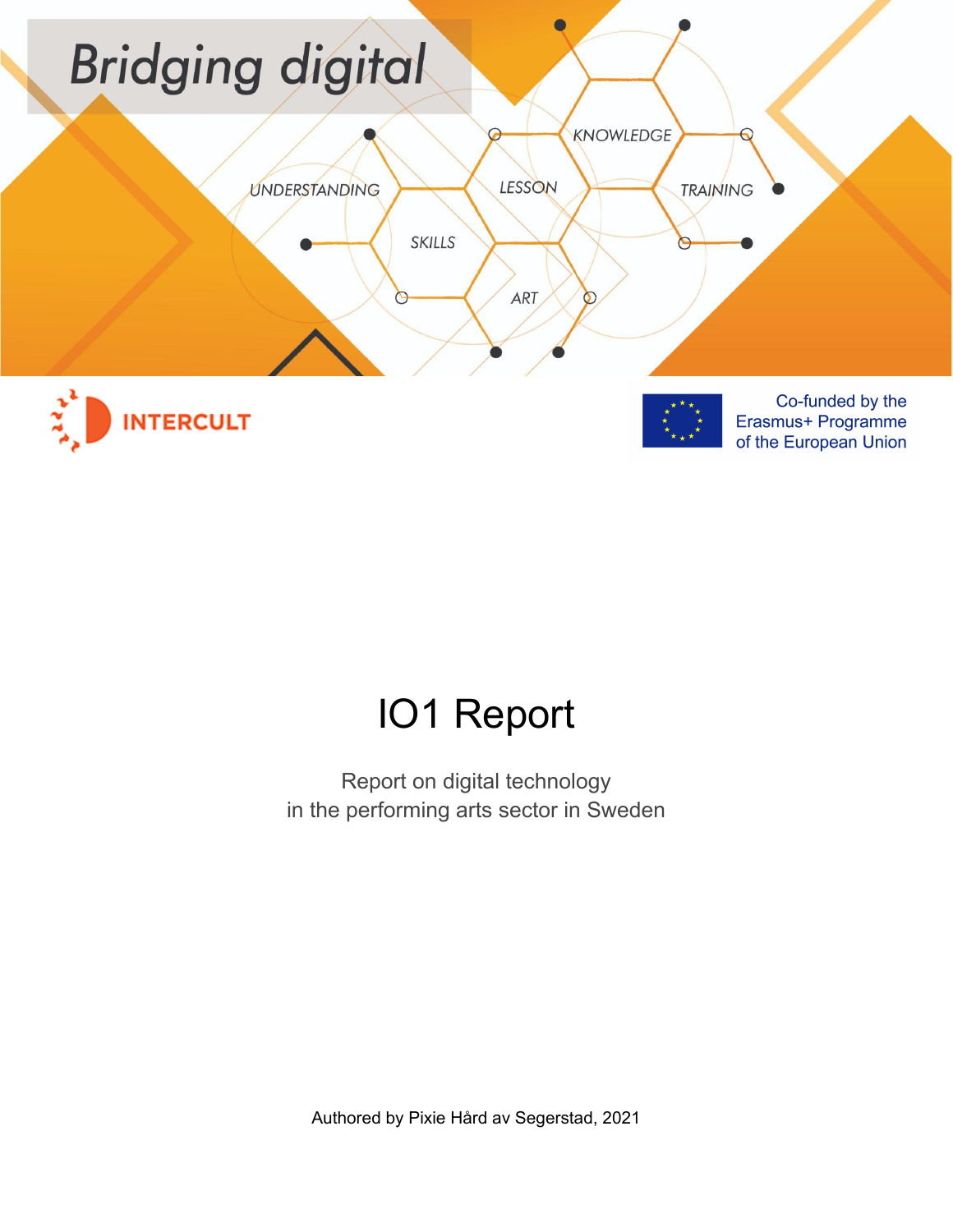Bridging digital

UNDERSTANDING SKILLS LESSON ART KNOWLEDGE TRAINING

INTERCULT

Co-funded by the Erasmus+ Programme of the European Union

# IO1 Report

Report on digital technology
in the performing arts sector in Sweden

Authored by Pixie Hård av Segerstad, 2021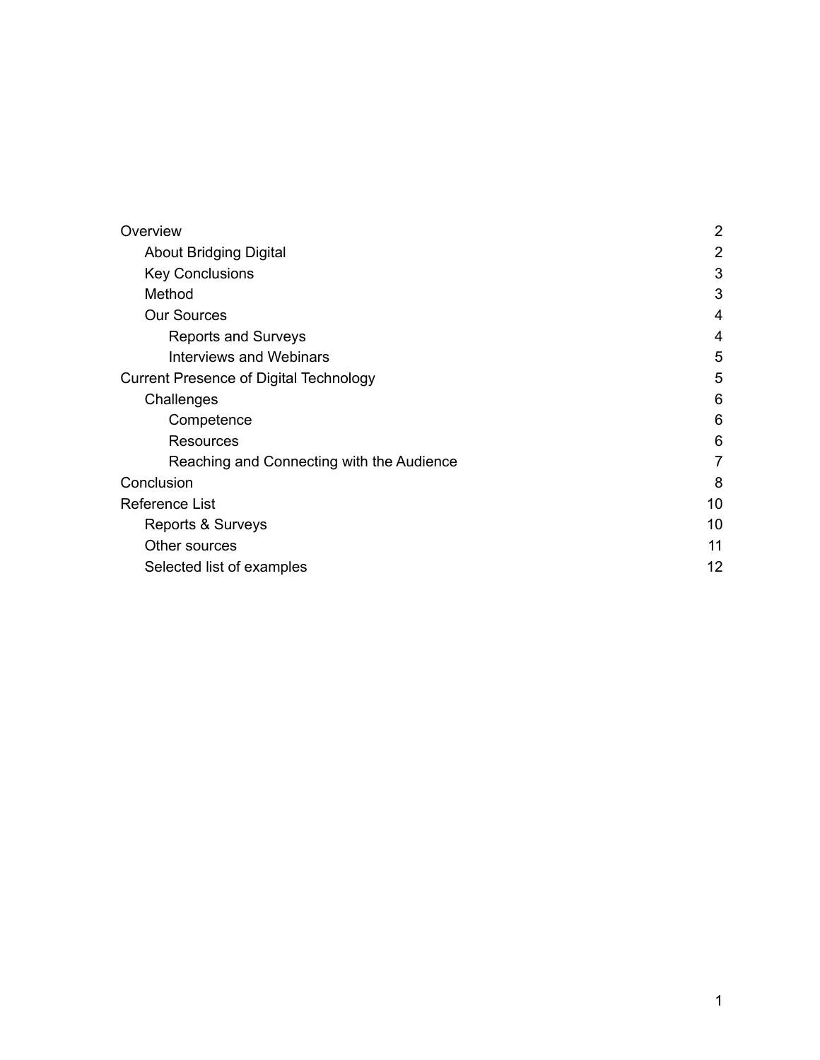| | |
|---|---|
| Overview | 2 |
| About Bridging Digital | 2 |
| Key Conclusions | 3 |
| Method | 3 |
| Our Sources | 4 |
| Reports and Surveys | 4 |
| Interviews and Webinars | 5 |
| Current Presence of Digital Technology | 5 |
| Challenges | 6 |
| Competence | 6 |
| Resources | 6 |
| Reaching and Connecting with the Audience | 7 |
| Conclusion | 8 |
| Reference List | 10 |
| Reports & Surveys | 10 |
| Other sources | 11 |
| Selected list of examples | 12 |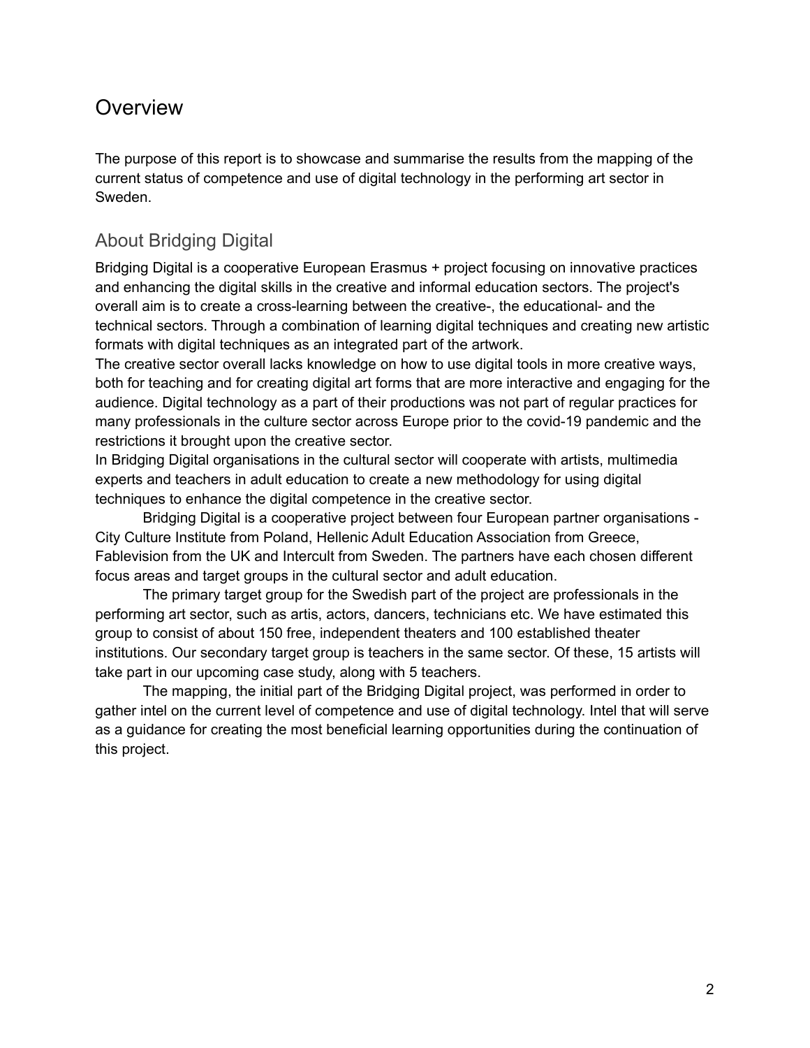# Overview

The purpose of this report is to showcase and summarise the results from the mapping of the current status of competence and use of digital technology in the performing art sector in Sweden.

## About Bridging Digital

Bridging Digital is a cooperative European Erasmus + project focusing on innovative practices and enhancing the digital skills in the creative and informal education sectors. The project's overall aim is to create a cross-learning between the creative-, the educational- and the technical sectors. Through a combination of learning digital techniques and creating new artistic formats with digital techniques as an integrated part of the artwork.

The creative sector overall lacks knowledge on how to use digital tools in more creative ways, both for teaching and for creating digital art forms that are more interactive and engaging for the audience. Digital technology as a part of their productions was not part of regular practices for many professionals in the culture sector across Europe prior to the covid-19 pandemic and the restrictions it brought upon the creative sector.

In Bridging Digital organisations in the cultural sector will cooperate with artists, multimedia experts and teachers in adult education to create a new methodology for using digital techniques to enhance the digital competence in the creative sector.

Bridging Digital is a cooperative project between four European partner organisations - City Culture Institute from Poland, Hellenic Adult Education Association from Greece, Fablevision from the UK and Intercult from Sweden. The partners have each chosen different focus areas and target groups in the cultural sector and adult education.

The primary target group for the Swedish part of the project are professionals in the performing art sector, such as artis, actors, dancers, technicians etc. We have estimated this group to consist of about 150 free, independent theaters and 100 established theater institutions. Our secondary target group is teachers in the same sector. Of these, 15 artists will take part in our upcoming case study, along with 5 teachers.

The mapping, the initial part of the Bridging Digital project, was performed in order to gather intel on the current level of competence and use of digital technology. Intel that will serve as a guidance for creating the most beneficial learning opportunities during the continuation of this project.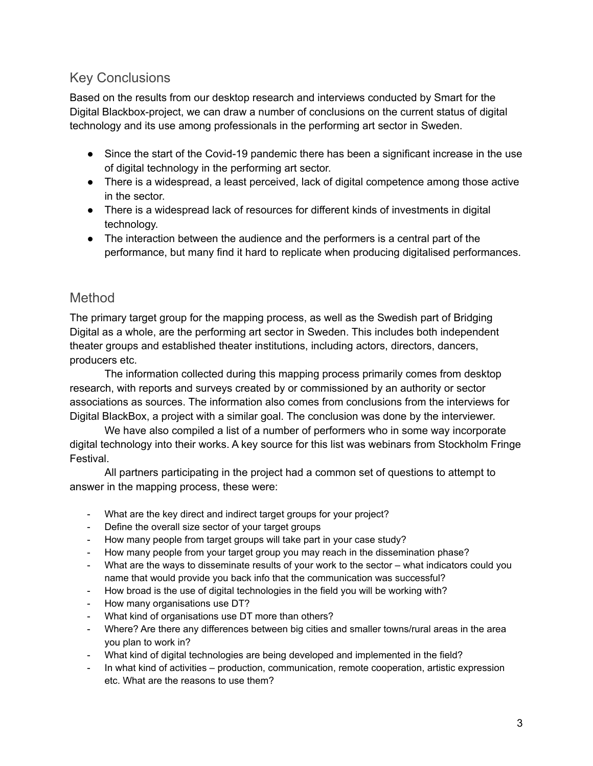## Key Conclusions

Based on the results from our desktop research and interviews conducted by Smart for the Digital Blackbox-project, we can draw a number of conclusions on the current status of digital technology and its use among professionals in the performing art sector in Sweden.

- Since the start of the Covid-19 pandemic there has been a significant increase in the use of digital technology in the performing art sector.
- There is a widespread, a least perceived, lack of digital competence among those active in the sector.
- There is a widespread lack of resources for different kinds of investments in digital technology.
- The interaction between the audience and the performers is a central part of the performance, but many find it hard to replicate when producing digitalised performances.

## Method

The primary target group for the mapping process, as well as the Swedish part of Bridging Digital as a whole, are the performing art sector in Sweden. This includes both independent theater groups and established theater institutions, including actors, directors, dancers, producers etc.

The information collected during this mapping process primarily comes from desktop research, with reports and surveys created by or commissioned by an authority or sector associations as sources. The information also comes from conclusions from the interviews for Digital BlackBox, a project with a similar goal. The conclusion was done by the interviewer.

We have also compiled a list of a number of performers who in some way incorporate digital technology into their works. A key source for this list was webinars from Stockholm Fringe Festival.

All partners participating in the project had a common set of questions to attempt to answer in the mapping process, these were:

- What are the key direct and indirect target groups for your project?
- Define the overall size sector of your target groups
- How many people from target groups will take part in your case study?
- How many people from your target group you may reach in the dissemination phase?
- What are the ways to disseminate results of your work to the sector – what indicators could you name that would provide you back info that the communication was successful?
- How broad is the use of digital technologies in the field you will be working with?
- How many organisations use DT?
- What kind of organisations use DT more than others?
- Where? Are there any differences between big cities and smaller towns/rural areas in the area you plan to work in?
- What kind of digital technologies are being developed and implemented in the field?
- In what kind of activities – production, communication, remote cooperation, artistic expression etc. What are the reasons to use them?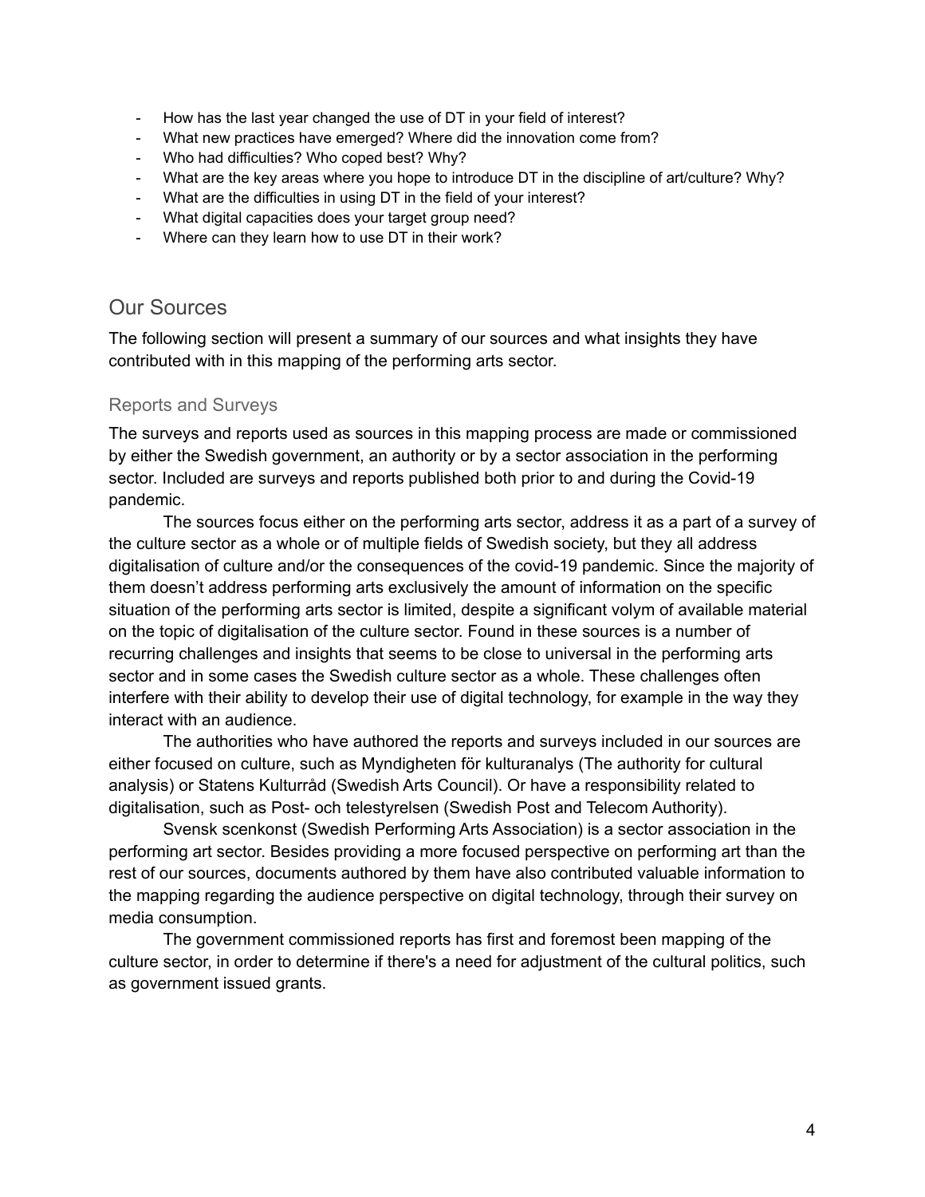- How has the last year changed the use of DT in your field of interest?
- What new practices have emerged? Where did the innovation come from?
- Who had difficulties? Who coped best? Why?
- What are the key areas where you hope to introduce DT in the discipline of art/culture? Why?
- What are the difficulties in using DT in the field of your interest?
- What digital capacities does your target group need?
- Where can they learn how to use DT in their work?

## Our Sources

The following section will present a summary of our sources and what insights they have contributed with in this mapping of the performing arts sector.

### Reports and Surveys

The surveys and reports used as sources in this mapping process are made or commissioned by either the Swedish government, an authority or by a sector association in the performing sector. Included are surveys and reports published both prior to and during the Covid-19 pandemic.

The sources focus either on the performing arts sector, address it as a part of a survey of the culture sector as a whole or of multiple fields of Swedish society, but they all address digitalisation of culture and/or the consequences of the covid-19 pandemic. Since the majority of them doesn't address performing arts exclusively the amount of information on the specific situation of the performing arts sector is limited, despite a significant volym of available material on the topic of digitalisation of the culture sector. Found in these sources is a number of recurring challenges and insights that seems to be close to universal in the performing arts sector and in some cases the Swedish culture sector as a whole. These challenges often interfere with their ability to develop their use of digital technology, for example in the way they interact with an audience.

The authorities who have authored the reports and surveys included in our sources are either focused on culture, such as Myndigheten för kulturanalys (The authority for cultural analysis) or Statens Kulturråd (Swedish Arts Council). Or have a responsibility related to digitalisation, such as Post- och telestyrelsen (Swedish Post and Telecom Authority).

Svensk scenkonst (Swedish Performing Arts Association) is a sector association in the performing art sector. Besides providing a more focused perspective on performing art than the rest of our sources, documents authored by them have also contributed valuable information to the mapping regarding the audience perspective on digital technology, through their survey on media consumption.

The government commissioned reports has first and foremost been mapping of the culture sector, in order to determine if there's a need for adjustment of the cultural politics, such as government issued grants.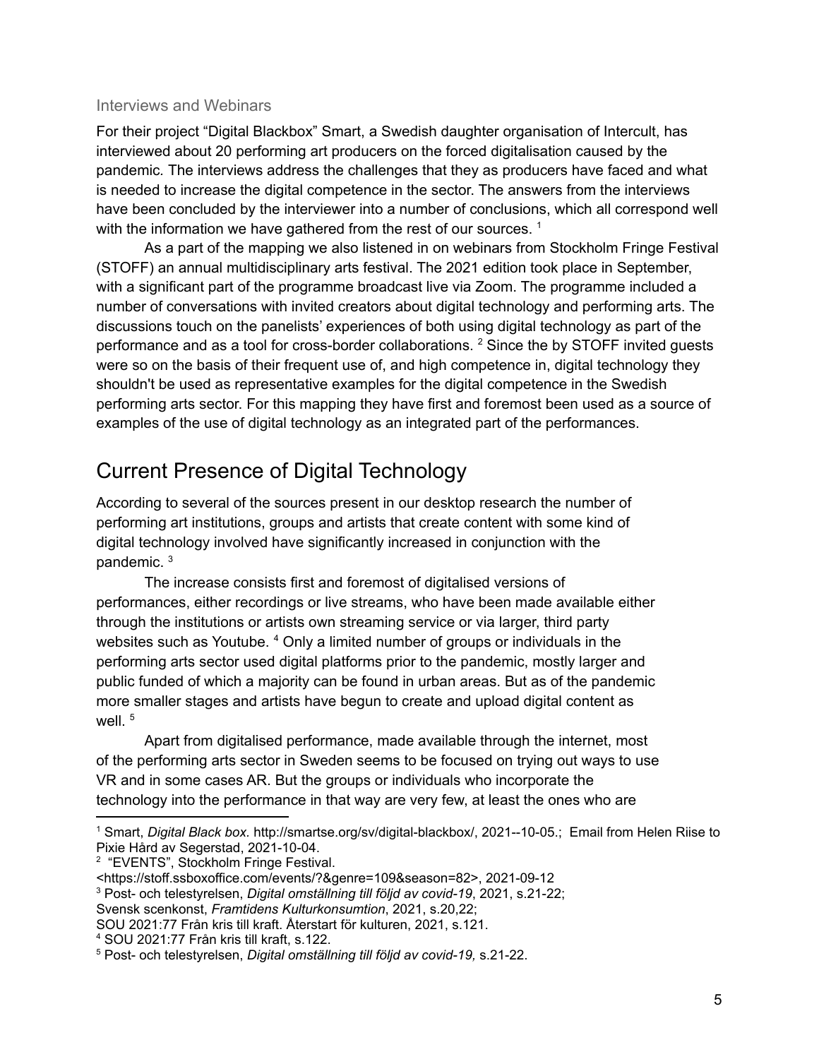### Interviews and Webinars

For their project "Digital Blackbox" Smart, a Swedish daughter organisation of Intercult, has interviewed about 20 performing art producers on the forced digitalisation caused by the pandemic. The interviews address the challenges that they as producers have faced and what is needed to increase the digital competence in the sector. The answers from the interviews have been concluded by the interviewer into a number of conclusions, which all correspond well with the information we have gathered from the rest of our sources. [1]

As a part of the mapping we also listened in on webinars from Stockholm Fringe Festival (STOFF) an annual multidisciplinary arts festival. The 2021 edition took place in September, with a significant part of the programme broadcast live via Zoom. The programme included a number of conversations with invited creators about digital technology and performing arts. The discussions touch on the panelists' experiences of both using digital technology as part of the performance and as a tool for cross-border collaborations. [2] Since the by STOFF invited guests were so on the basis of their frequent use of, and high competence in, digital technology they shouldn't be used as representative examples for the digital competence in the Swedish performing arts sector. For this mapping they have first and foremost been used as a source of examples of the use of digital technology as an integrated part of the performances.

## Current Presence of Digital Technology

According to several of the sources present in our desktop research the number of performing art institutions, groups and artists that create content with some kind of digital technology involved have significantly increased in conjunction with the pandemic. [3]

The increase consists first and foremost of digitalised versions of performances, either recordings or live streams, who have been made available either through the institutions or artists own streaming service or via larger, third party websites such as Youtube. [4] Only a limited number of groups or individuals in the performing arts sector used digital platforms prior to the pandemic, mostly larger and public funded of which a majority can be found in urban areas. But as of the pandemic more smaller stages and artists have begun to create and upload digital content as well. [5]

Apart from digitalised performance, made available through the internet, most of the performing arts sector in Sweden seems to be focused on trying out ways to use VR and in some cases AR. But the groups or individuals who incorporate the technology into the performance in that way are very few, at least the ones who are

---

[1] Smart, *Digital Black box.* http://smartse.org/sv/digital-blackbox/, 2021--10-05.; Email from Helen Riise to Pixie Hård av Segerstad, 2021-10-04.

[2] "EVENTS", Stockholm Fringe Festival. <https://stoff.ssboxoffice.com/events/?&genre=109&season=82>, 2021-09-12

[3] Post- och telestyrelsen, *Digital omställning till följd av covid-19*, 2021, s.21-22; Svensk scenkonst, *Framtidens Kulturkonsumtion*, 2021, s.20,22; SOU 2021:77 Från kris till kraft. Återstart för kulturen, 2021, s.121.

[4] SOU 2021:77 Från kris till kraft, s.122.

[5] Post- och telestyrelsen, *Digital omställning till följd av covid-19,* s.21-22.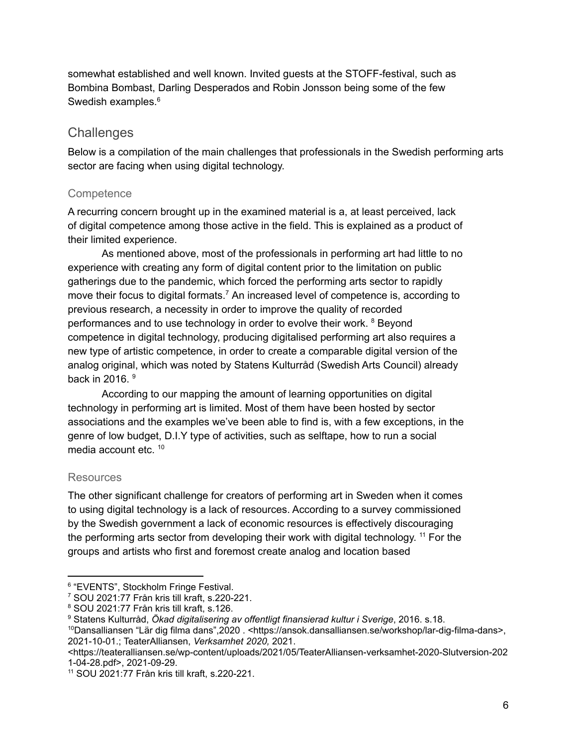somewhat established and well known. Invited guests at the STOFF-festival, such as Bombina Bombast, Darling Desperados and Robin Jonsson being some of the few Swedish examples.[6]

## Challenges

Below is a compilation of the main challenges that professionals in the Swedish performing arts sector are facing when using digital technology.

### Competence

A recurring concern brought up in the examined material is a, at least perceived, lack of digital competence among those active in the field. This is explained as a product of their limited experience.

As mentioned above, most of the professionals in performing art had little to no experience with creating any form of digital content prior to the limitation on public gatherings due to the pandemic, which forced the performing arts sector to rapidly move their focus to digital formats.[7] An increased level of competence is, according to previous research, a necessity in order to improve the quality of recorded performances and to use technology in order to evolve their work. [8] Beyond competence in digital technology, producing digitalised performing art also requires a new type of artistic competence, in order to create a comparable digital version of the analog original, which was noted by Statens Kulturråd (Swedish Arts Council) already back in 2016. [9]

According to our mapping the amount of learning opportunities on digital technology in performing art is limited. Most of them have been hosted by sector associations and the examples we've been able to find is, with a few exceptions, in the genre of low budget, D.I.Y type of activities, such as selftape, how to run a social media account etc. [10]

### Resources

The other significant challenge for creators of performing art in Sweden when it comes to using digital technology is a lack of resources. According to a survey commissioned by the Swedish government a lack of economic resources is effectively discouraging the performing arts sector from developing their work with digital technology. [11] For the groups and artists who first and foremost create analog and location based

---

[6] "EVENTS", Stockholm Fringe Festival.

[7] SOU 2021:77 Från kris till kraft, s.220-221.

[8] SOU 2021:77 Från kris till kraft, s.126.

[9] Statens Kulturråd, *Ökad digitalisering av offentligt finansierad kultur i Sverige*, 2016. s.18.

[10] Dansalliansen "Lär dig filma dans",2020 . <https://ansok.dansalliansen.se/workshop/lar-dig-filma-dans>, 2021-10-01.; TeaterAlliansen, *Verksamhet 2020,* 2021. <https://teateralliansen.se/wp-content/uploads/2021/05/TeaterAlliansen-verksamhet-2020-Slutversion-2021-04-28.pdf>, 2021-09-29.

[11] SOU 2021:77 Från kris till kraft, s.220-221.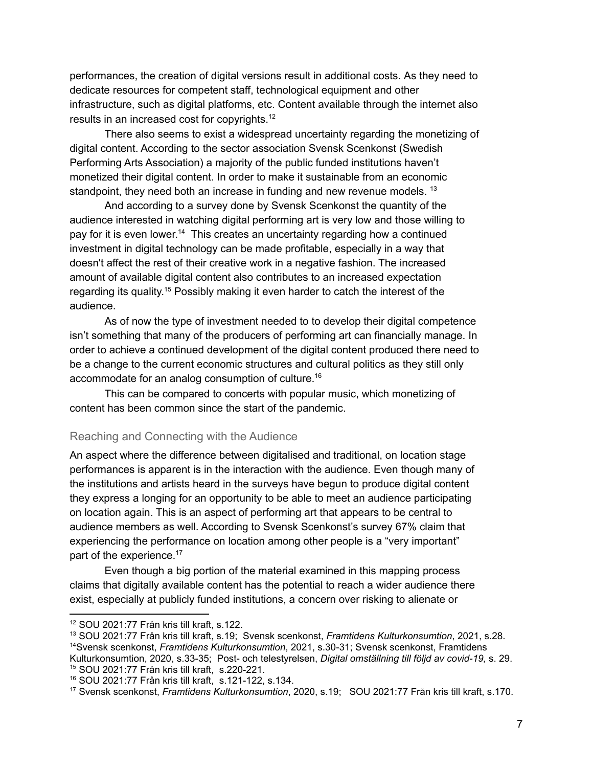performances, the creation of digital versions result in additional costs. As they need to dedicate resources for competent staff, technological equipment and other infrastructure, such as digital platforms, etc. Content available through the internet also results in an increased cost for copyrights.[12]

There also seems to exist a widespread uncertainty regarding the monetizing of digital content. According to the sector association Svensk Scenkonst (Swedish Performing Arts Association) a majority of the public funded institutions haven't monetized their digital content. In order to make it sustainable from an economic standpoint, they need both an increase in funding and new revenue models. [13]

And according to a survey done by Svensk Scenkonst the quantity of the audience interested in watching digital performing art is very low and those willing to pay for it is even lower.[14] This creates an uncertainty regarding how a continued investment in digital technology can be made profitable, especially in a way that doesn't affect the rest of their creative work in a negative fashion. The increased amount of available digital content also contributes to an increased expectation regarding its quality.[15] Possibly making it even harder to catch the interest of the audience.

As of now the type of investment needed to to develop their digital competence isn't something that many of the producers of performing art can financially manage. In order to achieve a continued development of the digital content produced there need to be a change to the current economic structures and cultural politics as they still only accommodate for an analog consumption of culture.[16]

This can be compared to concerts with popular music, which monetizing of content has been common since the start of the pandemic.

### Reaching and Connecting with the Audience

An aspect where the difference between digitalised and traditional, on location stage performances is apparent is in the interaction with the audience. Even though many of the institutions and artists heard in the surveys have begun to produce digital content they express a longing for an opportunity to be able to meet an audience participating on location again. This is an aspect of performing art that appears to be central to audience members as well. According to Svensk Scenkonst's survey 67% claim that experiencing the performance on location among other people is a "very important" part of the experience.[17]

Even though a big portion of the material examined in this mapping process claims that digitally available content has the potential to reach a wider audience there exist, especially at publicly funded institutions, a concern over risking to alienate or

---

[12] SOU 2021:77 Från kris till kraft, s.122.

[13] SOU 2021:77 Från kris till kraft, s.19; Svensk scenkonst, *Framtidens Kulturkonsumtion*, 2021, s.28.

[14] Svensk scenkonst, *Framtidens Kulturkonsumtion*, 2021, s.30-31; Svensk scenkonst, Framtidens Kulturkonsumtion, 2020, s.33-35; Post- och telestyrelsen, *Digital omställning till följd av covid-19,* s. 29.

[15] SOU 2021:77 Från kris till kraft, s.220-221.

[16] SOU 2021:77 Från kris till kraft, s.121-122, s.134.

[17] Svensk scenkonst, *Framtidens Kulturkonsumtion*, 2020, s.19; SOU 2021:77 Från kris till kraft, s.170.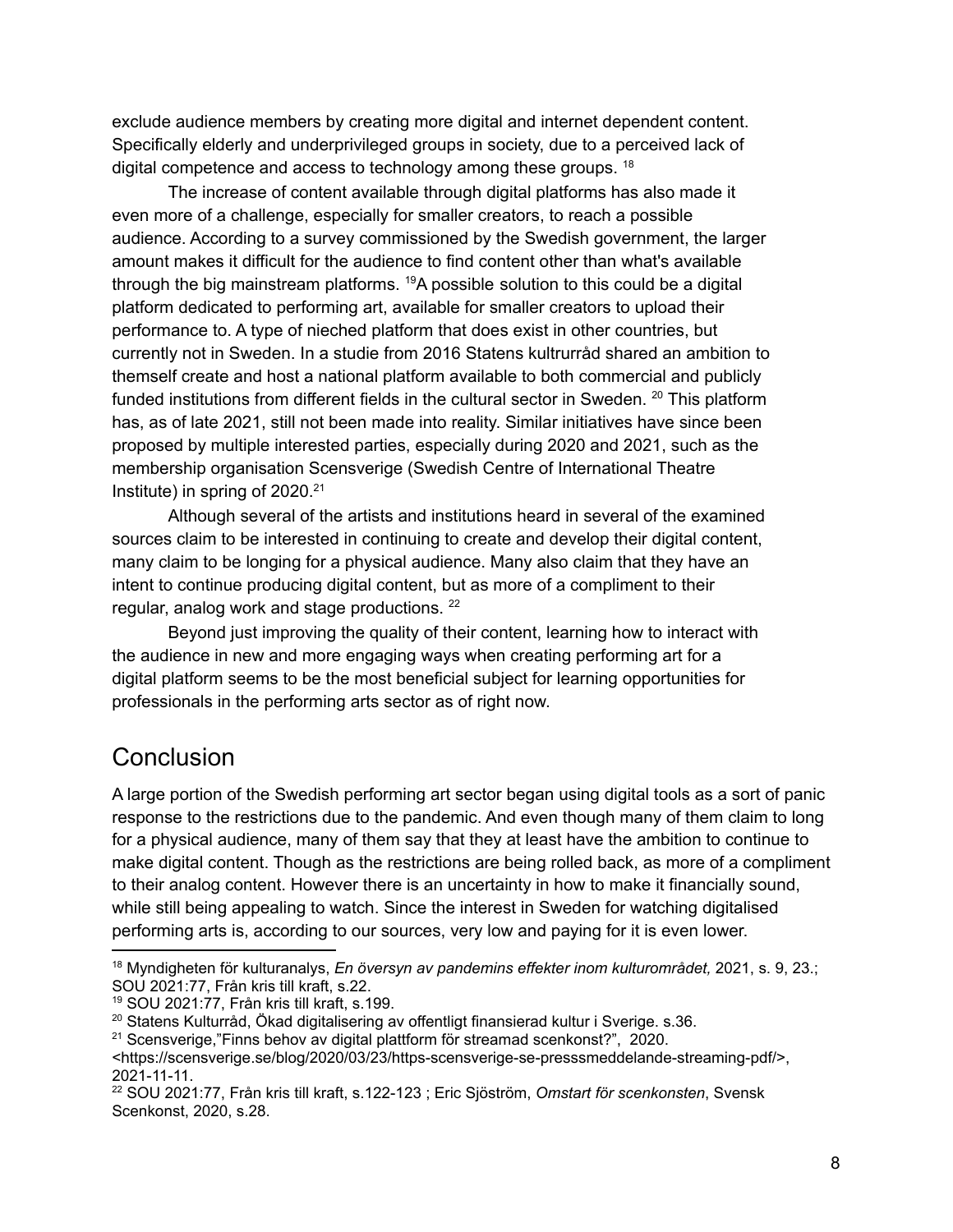exclude audience members by creating more digital and internet dependent content. Specifically elderly and underprivileged groups in society, due to a perceived lack of digital competence and access to technology among these groups. [18]

The increase of content available through digital platforms has also made it even more of a challenge, especially for smaller creators, to reach a possible audience. According to a survey commissioned by the Swedish government, the larger amount makes it difficult for the audience to find content other than what's available through the big mainstream platforms. [19]A possible solution to this could be a digital platform dedicated to performing art, available for smaller creators to upload their performance to. A type of nieched platform that does exist in other countries, but currently not in Sweden. In a studie from 2016 Statens kultrurråd shared an ambition to themself create and host a national platform available to both commercial and publicly funded institutions from different fields in the cultural sector in Sweden. [20] This platform has, as of late 2021, still not been made into reality. Similar initiatives have since been proposed by multiple interested parties, especially during 2020 and 2021, such as the membership organisation Scensverige (Swedish Centre of International Theatre Institute) in spring of 2020.[21]

Although several of the artists and institutions heard in several of the examined sources claim to be interested in continuing to create and develop their digital content, many claim to be longing for a physical audience. Many also claim that they have an intent to continue producing digital content, but as more of a compliment to their regular, analog work and stage productions. [22]

Beyond just improving the quality of their content, learning how to interact with the audience in new and more engaging ways when creating performing art for a digital platform seems to be the most beneficial subject for learning opportunities for professionals in the performing arts sector as of right now.

## Conclusion

A large portion of the Swedish performing art sector began using digital tools as a sort of panic response to the restrictions due to the pandemic. And even though many of them claim to long for a physical audience, many of them say that they at least have the ambition to continue to make digital content. Though as the restrictions are being rolled back, as more of a compliment to their analog content. However there is an uncertainty in how to make it financially sound, while still being appealing to watch. Since the interest in Sweden for watching digitalised performing arts is, according to our sources, very low and paying for it is even lower.

---

[18] Myndigheten för kulturanalys, *En översyn av pandemins effekter inom kulturområdet,* 2021, s. 9, 23.; SOU 2021:77, Från kris till kraft, s.22.

[19] SOU 2021:77, Från kris till kraft, s.199.

[20] Statens Kulturråd, Ökad digitalisering av offentligt finansierad kultur i Sverige. s.36.

[21] Scensverige,"Finns behov av digital plattform för streamad scenkonst?", 2020. <https://scensverige.se/blog/2020/03/23/https-scensverige-se-presssmeddelande-streaming-pdf/>, 2021-11-11.

[22] SOU 2021:77, Från kris till kraft, s.122-123 ; Eric Sjöström, *Omstart för scenkonsten*, Svensk Scenkonst, 2020, s.28.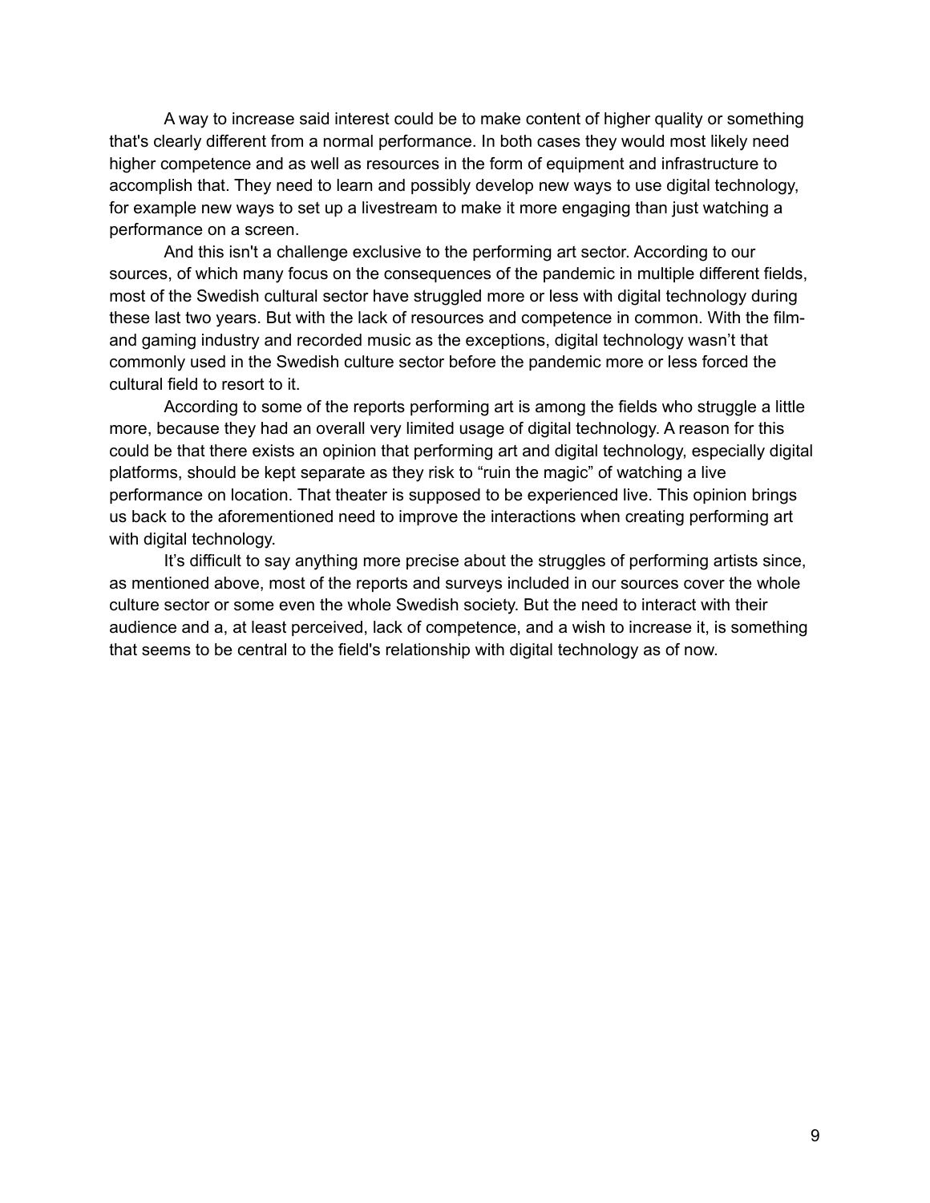A way to increase said interest could be to make content of higher quality or something that's clearly different from a normal performance. In both cases they would most likely need higher competence and as well as resources in the form of equipment and infrastructure to accomplish that. They need to learn and possibly develop new ways to use digital technology, for example new ways to set up a livestream to make it more engaging than just watching a performance on a screen.

And this isn't a challenge exclusive to the performing art sector. According to our sources, of which many focus on the consequences of the pandemic in multiple different fields, most of the Swedish cultural sector have struggled more or less with digital technology during these last two years. But with the lack of resources and competence in common. With the film- and gaming industry and recorded music as the exceptions, digital technology wasn't that commonly used in the Swedish culture sector before the pandemic more or less forced the cultural field to resort to it.

According to some of the reports performing art is among the fields who struggle a little more, because they had an overall very limited usage of digital technology. A reason for this could be that there exists an opinion that performing art and digital technology, especially digital platforms, should be kept separate as they risk to "ruin the magic" of watching a live performance on location. That theater is supposed to be experienced live. This opinion brings us back to the aforementioned need to improve the interactions when creating performing art with digital technology.

It's difficult to say anything more precise about the struggles of performing artists since, as mentioned above, most of the reports and surveys included in our sources cover the whole culture sector or some even the whole Swedish society. But the need to interact with their audience and a, at least perceived, lack of competence, and a wish to increase it, is something that seems to be central to the field's relationship with digital technology as of now.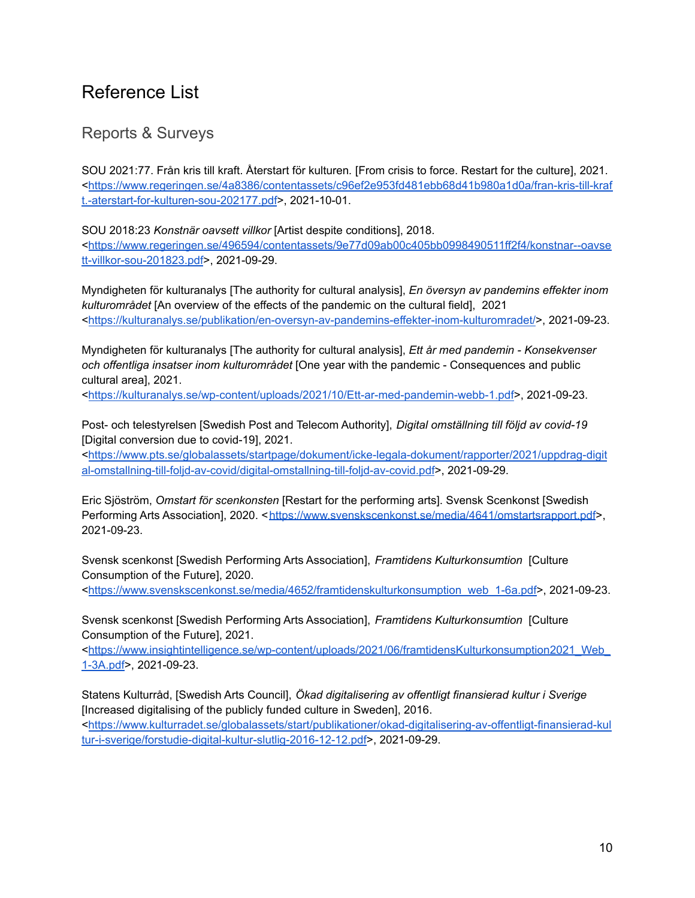# Reference List

## Reports & Surveys

SOU 2021:77. Från kris till kraft. Återstart för kulturen. [From crisis to force. Restart for the culture], 2021. <https://www.regeringen.se/4a8386/contentassets/c96ef2e953fd481ebb68d41b980a1d0a/fran-kris-till-kraft.-aterstart-for-kulturen-sou-202177.pdf>, 2021-10-01.

SOU 2018:23 *Konstnär oavsett villkor* [Artist despite conditions], 2018. <https://www.regeringen.se/496594/contentassets/9e77d09ab00c405bb0998490511ff2f4/konstnar--oavsett-villkor-sou-201823.pdf>, 2021-09-29.

Myndigheten för kulturanalys [The authority for cultural analysis], *En översyn av pandemins effekter inom kulturområdet* [An overview of the effects of the pandemic on the cultural field], 2021 <https://kulturanalys.se/publikation/en-oversyn-av-pandemins-effekter-inom-kulturomradet/>, 2021-09-23.

Myndigheten för kulturanalys [The authority for cultural analysis], *Ett år med pandemin - Konsekvenser och offentliga insatser inom kulturområdet* [One year with the pandemic - Consequences and public cultural area], 2021. <https://kulturanalys.se/wp-content/uploads/2021/10/Ett-ar-med-pandemin-webb-1.pdf>, 2021-09-23.

Post- och telestyrelsen [Swedish Post and Telecom Authority], *Digital omställning till följd av covid-19* [Digital conversion due to covid-19], 2021. <https://www.pts.se/globalassets/startpage/dokument/icke-legala-dokument/rapporter/2021/uppdrag-digital-omstallning-till-foljd-av-covid/digital-omstallning-till-foljd-av-covid.pdf>, 2021-09-29.

Eric Sjöström, *Omstart för scenkonsten* [Restart for the performing arts]. Svensk Scenkonst [Swedish Performing Arts Association], 2020. <https://www.svenskscenkonst.se/media/4641/omstartsrapport.pdf>, 2021-09-23.

Svensk scenkonst [Swedish Performing Arts Association], *Framtidens Kulturkonsumtion* [Culture Consumption of the Future], 2020. <https://www.svenskscenkonst.se/media/4652/framtidenskulturkonsumption_web_1-6a.pdf>, 2021-09-23.

Svensk scenkonst [Swedish Performing Arts Association], *Framtidens Kulturkonsumtion* [Culture Consumption of the Future], 2021. <https://www.insightintelligence.se/wp-content/uploads/2021/06/framtidensKulturkonsumption2021_Web_1-3A.pdf>, 2021-09-23.

Statens Kulturråd, [Swedish Arts Council], *Ökad digitalisering av offentligt finansierad kultur i Sverige* [Increased digitalising of the publicly funded culture in Sweden], 2016. <https://www.kulturradet.se/globalassets/start/publikationer/okad-digitalisering-av-offentligt-finansierad-kultur-i-sverige/forstudie-digital-kultur-slutlig-2016-12-12.pdf>, 2021-09-29.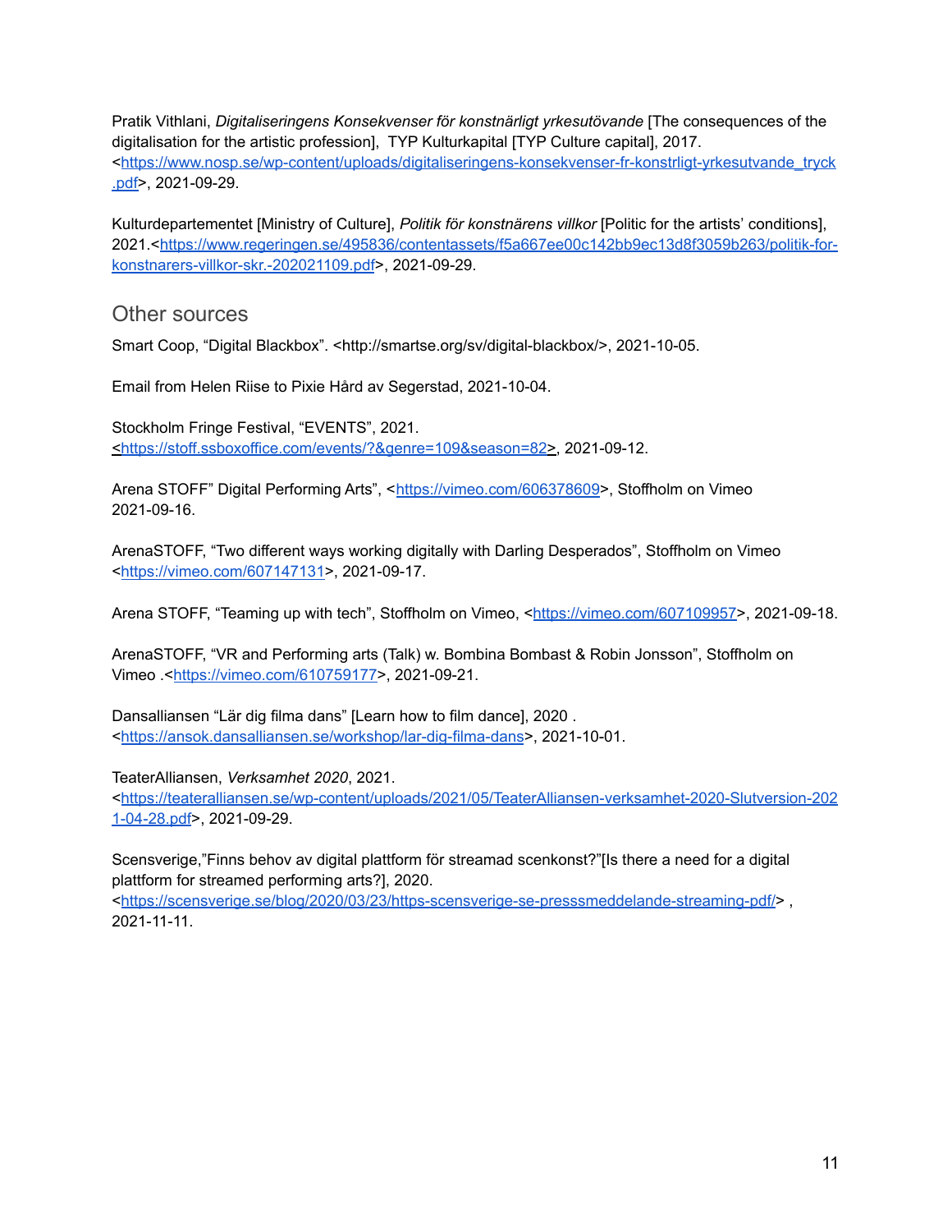Pratik Vithlani, *Digitaliseringens Konsekvenser för konstnärligt yrkesutövande* [The consequences of the digitalisation for the artistic profession], TYP Kulturkapital [TYP Culture capital], 2017. <https://www.nosp.se/wp-content/uploads/digitaliseringens-konsekvenser-fr-konstrligt-yrkesutvande_tryck.pdf>, 2021-09-29.

Kulturdepartementet [Ministry of Culture], *Politik för konstnärens villkor* [Politic for the artists' conditions], 2021.<https://www.regeringen.se/495836/contentassets/f5a667ee00c142bb9ec13d8f3059b263/politik-for-konstnarers-villkor-skr.-202021109.pdf>, 2021-09-29.

## Other sources

Smart Coop, "Digital Blackbox". <http://smartse.org/sv/digital-blackbox/>, 2021-10-05.

Email from Helen Riise to Pixie Hård av Segerstad, 2021-10-04.

Stockholm Fringe Festival, "EVENTS", 2021. <https://stoff.ssboxoffice.com/events/?&genre=109&season=82>, 2021-09-12.

Arena STOFF" Digital Performing Arts", <https://vimeo.com/606378609>, Stoffholm on Vimeo 2021-09-16.

ArenaSTOFF, "Two different ways working digitally with Darling Desperados", Stoffholm on Vimeo <https://vimeo.com/607147131>, 2021-09-17.

Arena STOFF, "Teaming up with tech", Stoffholm on Vimeo, <https://vimeo.com/607109957>, 2021-09-18.

ArenaSTOFF, "VR and Performing arts (Talk) w. Bombina Bombast & Robin Jonsson", Stoffholm on Vimeo .<https://vimeo.com/610759177>, 2021-09-21.

Dansalliansen "Lär dig filma dans" [Learn how to film dance], 2020 . <https://ansok.dansalliansen.se/workshop/lar-dig-filma-dans>, 2021-10-01.

TeaterAlliansen, *Verksamhet 2020*, 2021. <https://teateralliansen.se/wp-content/uploads/2021/05/TeaterAlliansen-verksamhet-2020-Slutversion-2021-04-28.pdf>, 2021-09-29.

Scensverige,"Finns behov av digital plattform för streamad scenkonst?"[Is there a need for a digital plattform for streamed performing arts?], 2020. <https://scensverige.se/blog/2020/03/23/https-scensverige-se-presssmeddelande-streaming-pdf/> , 2021-11-11.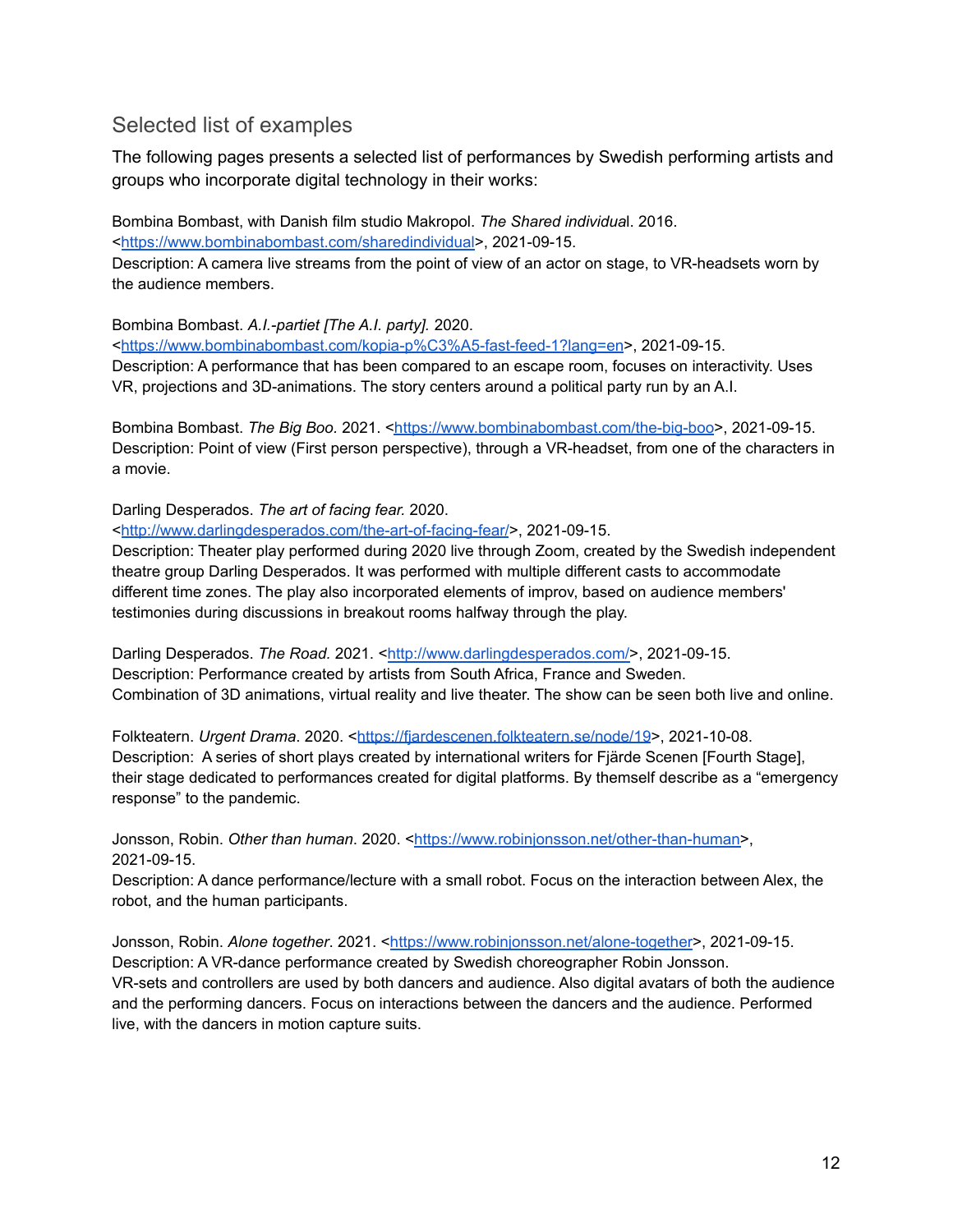## Selected list of examples

The following pages presents a selected list of performances by Swedish performing artists and groups who incorporate digital technology in their works:

Bombina Bombast, with Danish film studio Makropol. *The Shared individual*. 2016. <https://www.bombinabombast.com/sharedindividual>, 2021-09-15.
Description: A camera live streams from the point of view of an actor on stage, to VR-headsets worn by the audience members.

Bombina Bombast. *A.I.-partiet [The A.I. party].* 2020. <https://www.bombinabombast.com/kopia-p%C3%A5-fast-feed-1?lang=en>, 2021-09-15.
Description: A performance that has been compared to an escape room, focuses on interactivity. Uses VR, projections and 3D-animations. The story centers around a political party run by an A.I.

Bombina Bombast. *The Big Boo.* 2021. <https://www.bombinabombast.com/the-big-boo>, 2021-09-15.
Description: Point of view (First person perspective), through a VR-headset, from one of the characters in a movie.

Darling Desperados. *The art of facing fear.* 2020. <http://www.darlingdesperados.com/the-art-of-facing-fear/>, 2021-09-15.
Description: Theater play performed during 2020 live through Zoom, created by the Swedish independent theatre group Darling Desperados. It was performed with multiple different casts to accommodate different time zones. The play also incorporated elements of improv, based on audience members' testimonies during discussions in breakout rooms halfway through the play.

Darling Desperados. *The Road.* 2021. <http://www.darlingdesperados.com/>, 2021-09-15.
Description: Performance created by artists from South Africa, France and Sweden. Combination of 3D animations, virtual reality and live theater. The show can be seen both live and online.

Folkteatern. *Urgent Drama*. 2020. <https://fjardescenen.folkteatern.se/node/19>, 2021-10-08.
Description: A series of short plays created by international writers for Fjärde Scenen [Fourth Stage], their stage dedicated to performances created for digital platforms. By themself describe as a "emergency response" to the pandemic.

Jonsson, Robin. *Other than human.* 2020. <https://www.robinjonsson.net/other-than-human>, 2021-09-15.
Description: A dance performance/lecture with a small robot. Focus on the interaction between Alex, the robot, and the human participants.

Jonsson, Robin. *Alone together*. 2021. <https://www.robinjonsson.net/alone-together>, 2021-09-15.
Description: A VR-dance performance created by Swedish choreographer Robin Jonsson. VR-sets and controllers are used by both dancers and audience. Also digital avatars of both the audience and the performing dancers. Focus on interactions between the dancers and the audience. Performed live, with the dancers in motion capture suits.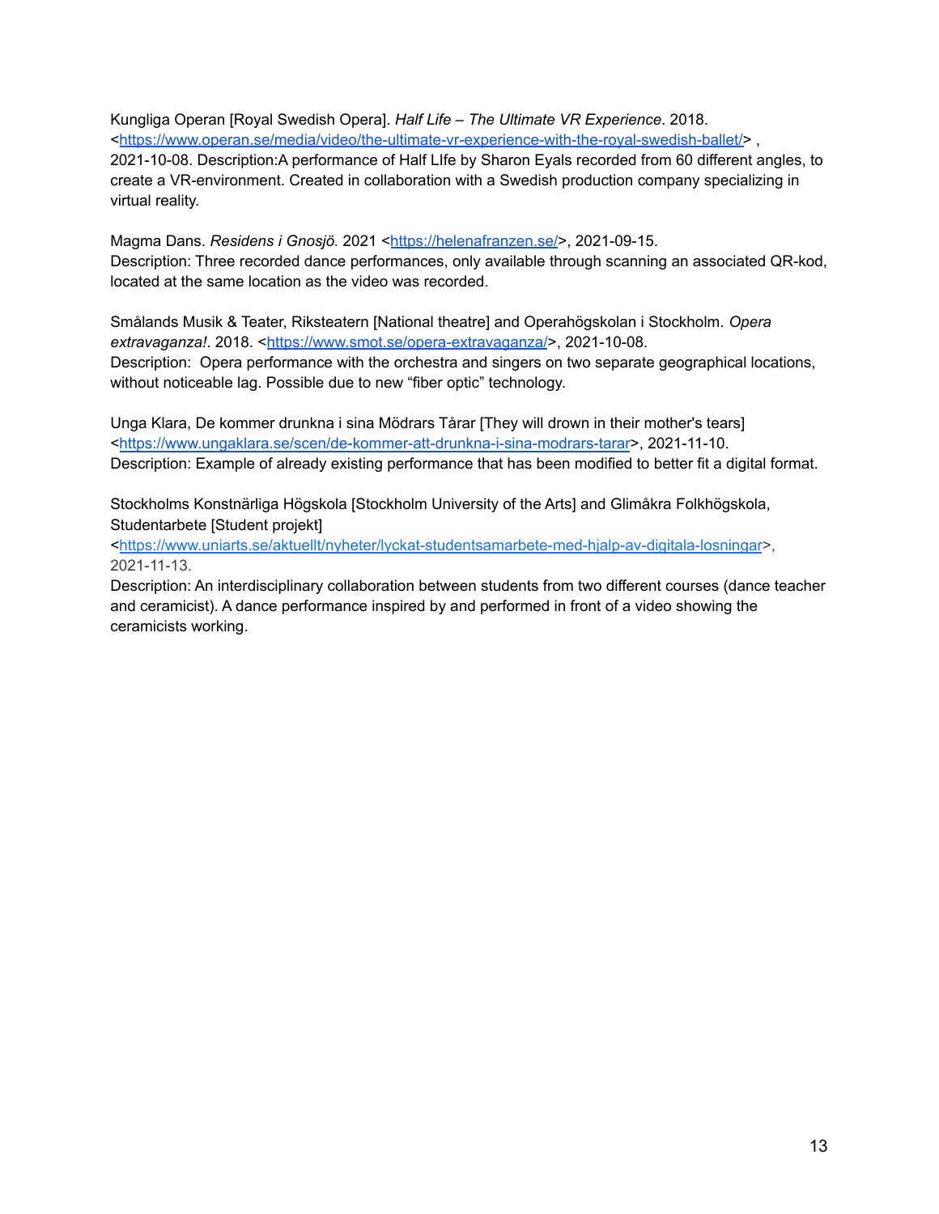Kungliga Operan [Royal Swedish Opera]. *Half Life – The Ultimate VR Experience*. 2018. <https://www.operan.se/media/video/the-ultimate-vr-experience-with-the-royal-swedish-ballet/> , 2021-10-08. Description:A performance of Half LIfe by Sharon Eyals recorded from 60 different angles, to create a VR-environment. Created in collaboration with a Swedish production company specializing in virtual reality.

Magma Dans. *Residens i Gnosjö.* 2021 <https://helenafranzen.se/>, 2021-09-15.
Description: Three recorded dance performances, only available through scanning an associated QR-kod, located at the same location as the video was recorded.

Smålands Musik & Teater, Riksteatern [National theatre] and Operahögskolan i Stockholm. *Opera extravaganza!*. 2018. <https://www.smot.se/opera-extravaganza/>, 2021-10-08.
Description: Opera performance with the orchestra and singers on two separate geographical locations, without noticeable lag. Possible due to new “fiber optic” technology.

Unga Klara, De kommer drunkna i sina Mödrars Tårar [They will drown in their mother's tears] <https://www.ungaklara.se/scen/de-kommer-att-drunkna-i-sina-modrars-tarar>, 2021-11-10.
Description: Example of already existing performance that has been modified to better fit a digital format.

Stockholms Konstnärliga Högskola [Stockholm University of the Arts] and Glimåkra Folkhögskola, Studentarbete [Student projekt]
<https://www.uniarts.se/aktuellt/nyheter/lyckat-studentsamarbete-med-hjalp-av-digitala-losningar>, 2021-11-13.
Description: An interdisciplinary collaboration between students from two different courses (dance teacher and ceramicist). A dance performance inspired by and performed in front of a video showing the ceramicists working.